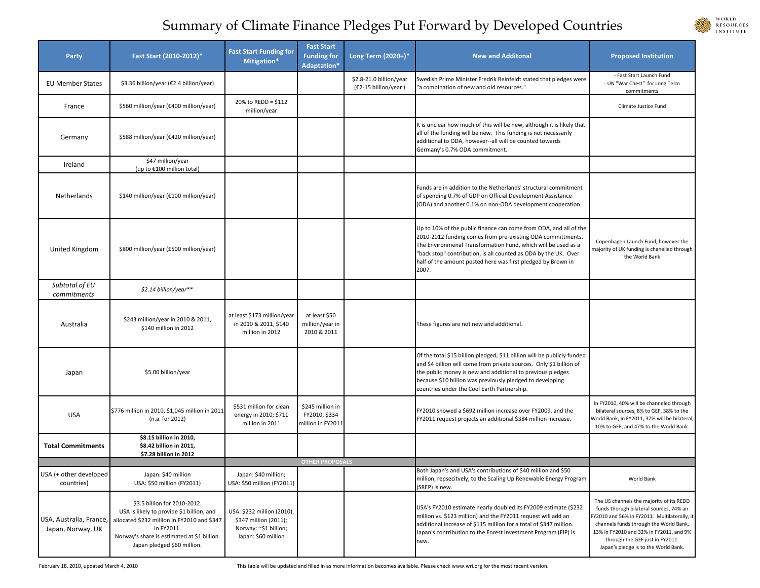# Summary of Climate Finance Pledges Put Forward by Developed Countries

| Party | Fast Start (2010-2012)* | Fast Start Funding for Mitigation* | Fast Start Funding for Adaptation* | Long Term (2020+)* | New and Additonal | Proposed Institution |
|---|---|---|---|---|---|---|
| EU Member States | $3.36 billion/year (€2.4 billion/year) | | | $2.8-21.0 billion/year (€2-15 billion/year ) | Swedish Prime Minister Fredrik Reinfeldt stated that pledges were "a combination of new and old resources." | - Fast Start Launch Fund - UN "War Chest" for Long Term commitments |
| France | $560 million/year (€400 million/year) | 20% to REDD = $112 million/year | | | | Climate Justice Fund |
| Germany | $588 million/year (€420 million/year) | | | | It is unclear how much of this will be new, although it is likely that all of the funding will be new. This funding is not necessarily additional to ODA, however--all will be counted towards Germany's 0.7% ODA commitment. | |
| Ireland | $47 million/year (up to €100 million total) | | | | | |
| Netherlands | $140 million/year (€100 million/year) | | | | Funds are in addition to the Netherlands' structural commitment of spending 0.7% of GDP on Official Development Assistance (ODA) and another 0.1% on non-ODA development cooperation. | |
| United Kingdom | $800 million/year (£500 million/year) | | | | Up to 10% of the public finance can come from ODA, and all of the 2010-2012 funding comes from pre-existing ODA committments. The Environmenal Transformation Fund, which will be used as a "back stop" contribution, is all counted as ODA by the UK. Over half of the amount posted here was first pledged by Brown in 2007. | Copenhagen Launch Fund, however the majority of UK funding is chanelled through the World Bank |
| *Subtotal of EU commitments* | *$2.14 billion/year*** | | | | | |
| Australia | $243 million/year in 2010 & 2011, $140 million in 2012 | at least $173 million/year in 2010 & 2011, $140 million in 2012 | at least $50 million/year in 2010 & 2011 | | These figures are not new and additional. | |
| Japan | $5.00 billion/year | | | | Of the total $15 billion pledged, $11 billion will be publicly funded and $4 billion will come from private sources. Only $1 billion of the public money is new and additional to previous pledges because $10 billion was previously pledged to developing countries under the Cool Earth Partnership. | |
| USA | $776 million in 2010, $1,045 million in 2011 (n.a. for 2012) | $531 million for clean energy in 2010; $711 million in 2011 | $245 million in FY2010, $334 million in FY2011 | | FY2010 showed a $692 million increase over FY2009, and the FY2011 request projects an additional $384 million increase. | In FY2010, 40% will be channeled through bilateral sources, 8% to GEF, 38% to the World Bank; in FY2011, 37% will be bilateral, 10% to GEF, and 47% to the World Bank. |
| **Total Commitments** | **$8.15 billion in 2010, $8.42 billion in 2011, $7.28 billion in 2012** | | | | | |
| | | | **OTHER PROPOSALS** | | | |
| USA (+ other developed countries) | Japan: $40 million USA: $50 million (FY2011) | Japan: $40 million; USA: $50 million (FY2011) | | | Both Japan's and USA's contributions of $40 million and $50 million, repsecitvely, to the Scaling Up Renewable Energy Program (SREP) is new. | World Bank |
| USA, Australia, France, Japan, Norway, UK | $3.5 billion for 2010-2012. USA is likely to provide $1 billion, and allocated $232 million in FY2010 and $347 in FY2011. Norway's share is estimated at $1 billion. Japan pledged $60 million. | USA: $232 million (2010), $347 million (2011); Norway: ~$1 billion; Japan: $60 million | | | USA's FY2010 estimate nearly doubled its FY2009 estimate ($232 million vs. $123 million) and the FY2011 request will add an additional increase of $115 million for a total of $347 million. Japan's contribution to the Forest Investment Program (FIP) is new. | The US channels the majority of its REDD funds thorugh bilateral sources, 74% an FY2010 and 56% in FY2011. Multilaterally, it channels funds through the World Bank, 13% in FY2010 and 32% in FY2011, and 9% through the GEF just in FY2011. Japan's pledge is to the World Bank. |

February 18, 2010, updated March 4, 2010

This table will be updated and filled in as more information becomes available. Please check www.wri.org for the most recent version.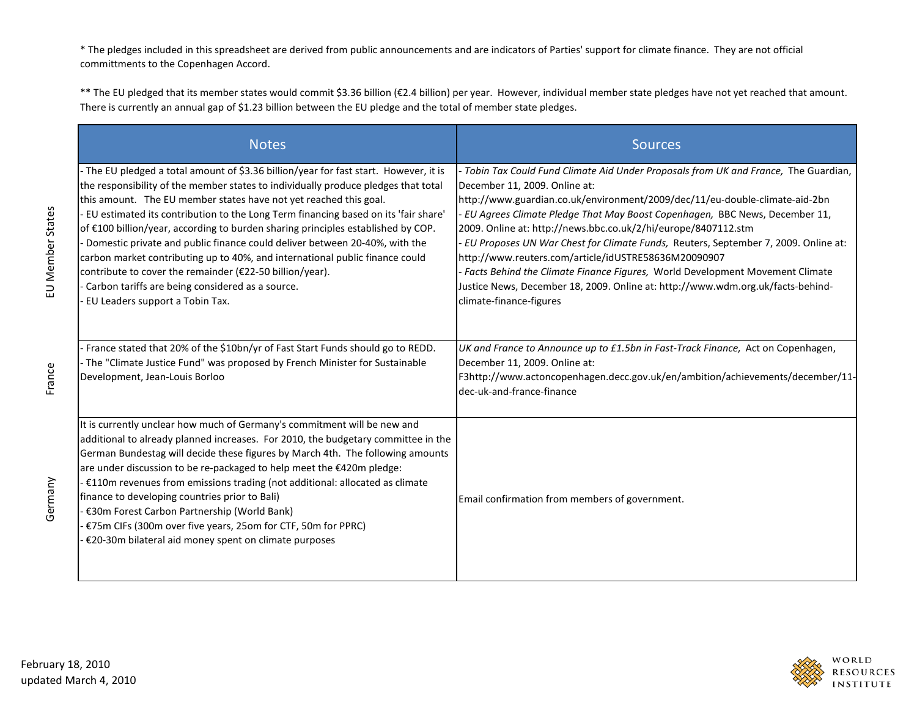\* The pledges included in this spreadsheet are derived from public announcements and are indicators of Parties' support for climate finance. They are not official committments to the Copenhagen Accord.

\*\* The EU pledged that its member states would commit $3.36 billion (€2.4 billion) per year. However, individual member state pledges have not yet reached that amount. There is currently an annual gap of $1.23 billion between the EU pledge and the total of member state pledges.

| | Notes | Sources |
|---|---|---|
| EU Member States | - The EU pledged a total amount of $3.36 billion/year for fast start. However, it is the responsibility of the member states to individually produce pledges that total this amount. The EU member states have not yet reached this goal.<br>- EU estimated its contribution to the Long Term financing based on its 'fair share' of €100 billion/year, according to burden sharing principles established by COP.<br>- Domestic private and public finance could deliver between 20-40%, with the carbon market contributing up to 40%, and international public finance could contribute to cover the remainder (€22-50 billion/year).<br>- Carbon tariffs are being considered as a source.<br>- EU Leaders support a Tobin Tax. | - *Tobin Tax Could Fund Climate Aid Under Proposals from UK and France,* The Guardian, December 11, 2009. Online at: http://www.guardian.co.uk/environment/2009/dec/11/eu-double-climate-aid-2bn<br>- *EU Agrees Climate Pledge That May Boost Copenhagen,* BBC News, December 11, 2009. Online at: http://news.bbc.co.uk/2/hi/europe/8407112.stm<br>- *EU Proposes UN War Chest for Climate Funds,* Reuters, September 7, 2009. Online at: http://www.reuters.com/article/idUSTRE58636M20090907<br>- *Facts Behind the Climate Finance Figures,* World Development Movement Climate Justice News, December 18, 2009. Online at: http://www.wdm.org.uk/facts-behind-climate-finance-figures |
| France | - France stated that 20% of the $10bn/yr of Fast Start Funds should go to REDD.<br>- The "Climate Justice Fund" was proposed by French Minister for Sustainable Development, Jean-Louis Borloo | *UK and France to Announce up to £1.5bn in Fast-Track Finance,* Act on Copenhagen, December 11, 2009. Online at: F3http://www.actoncopenhagen.decc.gov.uk/en/ambition/achievements/december/11-dec-uk-and-france-finance |
| Germany | It is currently unclear how much of Germany's commitment will be new and additional to already planned increases. For 2010, the budgetary committee in the German Bundestag will decide these figures by March 4th. The following amounts are under discussion to be re-packaged to help meet the €420m pledge:<br>- €110m revenues from emissions trading (not additional: allocated as climate finance to developing countries prior to Bali)<br>- €30m Forest Carbon Partnership (World Bank)<br>- €75m CIFs (300m over five years, 25om for CTF, 50m for PPRC)<br>- €20-30m bilateral aid money spent on climate purposes | Email confirmation from members of government. |

February 18, 2010
updated March 4, 2010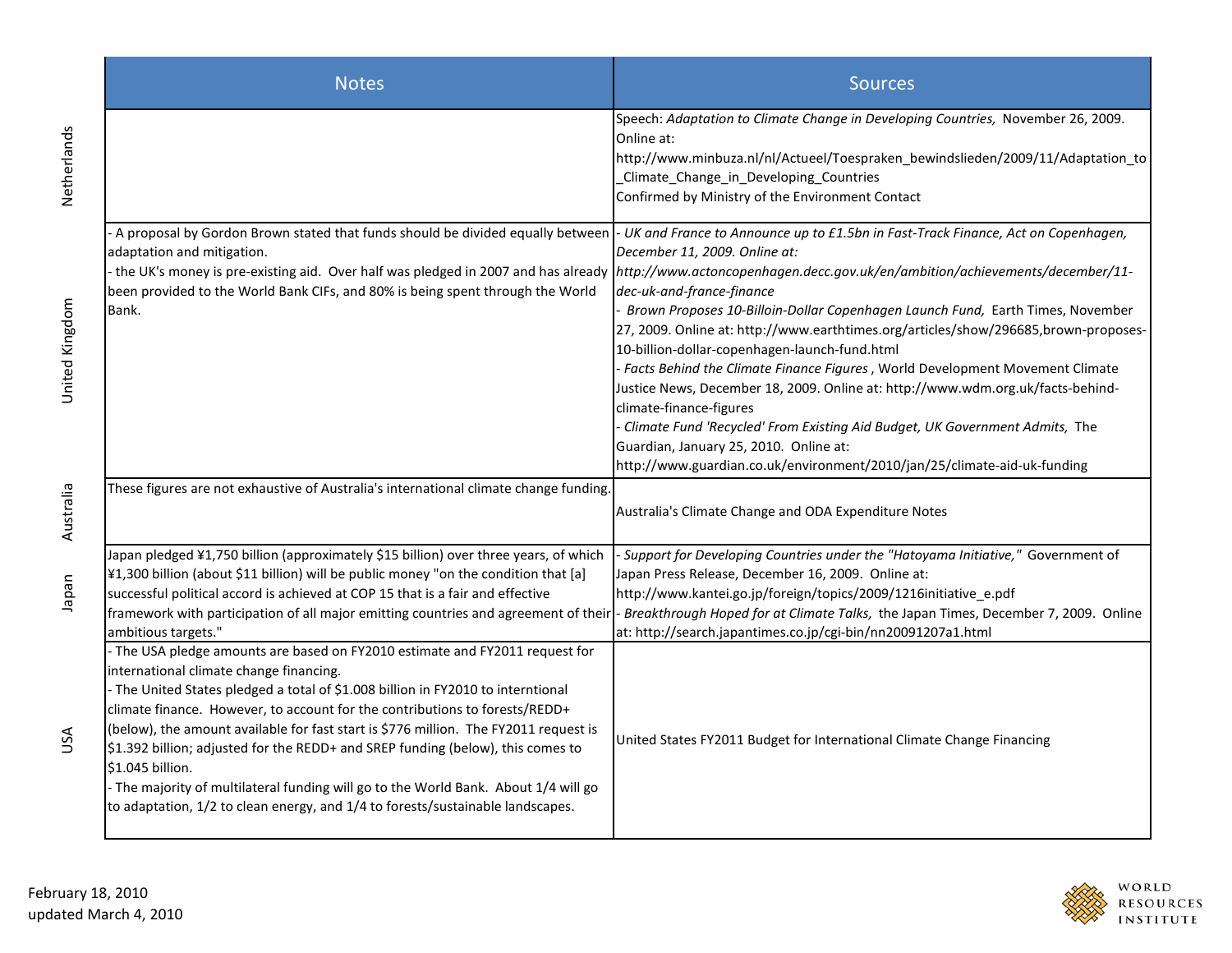| | Notes | Sources |
|---|---|---|
| Netherlands | | Speech: *Adaptation to Climate Change in Developing Countries,* November 26, 2009. Online at: http://www.minbuza.nl/nl/Actueel/Toespraken_bewindslieden/2009/11/Adaptation_to_Climate_Change_in_Developing_Countries<br>Confirmed by Ministry of the Environment Contact |
| United Kingdom | - A proposal by Gordon Brown stated that funds should be divided equally between adaptation and mitigation.<br>- the UK's money is pre-existing aid. Over half was pledged in 2007 and has already been provided to the World Bank CIFs, and 80% is being spent through the World Bank. | - *UK and France to Announce up to £1.5bn in Fast-Track Finance, Act on Copenhagen, December 11, 2009. Online at: http://www.actoncopenhagen.decc.gov.uk/en/ambition/achievements/december/11-dec-uk-and-france-finance*<br>- *Brown Proposes 10-Billoin-Dollar Copenhagen Launch Fund,* Earth Times, November 27, 2009. Online at: http://www.earthtimes.org/articles/show/296685,brown-proposes-10-billion-dollar-copenhagen-launch-fund.html<br>- *Facts Behind the Climate Finance Figures* , World Development Movement Climate Justice News, December 18, 2009. Online at: http://www.wdm.org.uk/facts-behind-climate-finance-figures<br>- *Climate Fund 'Recycled' From Existing Aid Budget, UK Government Admits,* The Guardian, January 25, 2010. Online at: http://www.guardian.co.uk/environment/2010/jan/25/climate-aid-uk-funding |
| Australia | These figures are not exhaustive of Australia's international climate change funding. | Australia's Climate Change and ODA Expenditure Notes |
| Japan | Japan pledged ¥1,750 billion (approximately $15 billion) over three years, of which ¥1,300 billion (about $11 billion) will be public money "on the condition that [a] successful political accord is achieved at COP 15 that is a fair and effective framework with participation of all major emitting countries and agreement of their ambitious targets." | - *Support for Developing Countries under the "Hatoyama Initiative,"* Government of Japan Press Release, December 16, 2009. Online at: http://www.kantei.go.jp/foreign/topics/2009/1216initiative_e.pdf<br>- *Breakthrough Hoped for at Climate Talks,* the Japan Times, December 7, 2009. Online at: http://search.japantimes.co.jp/cgi-bin/nn20091207a1.html |
| USA | - The USA pledge amounts are based on FY2010 estimate and FY2011 request for international climate change financing.<br>- The United States pledged a total of $1.008 billion in FY2010 to interntional climate finance. However, to account for the contributions to forests/REDD+ (below), the amount available for fast start is $776 million. The FY2011 request is $1.392 billion; adjusted for the REDD+ and SREP funding (below), this comes to $1.045 billion.<br>- The majority of multilateral funding will go to the World Bank. About 1/4 will go to adaptation, 1/2 to clean energy, and 1/4 to forests/sustainable landscapes. | United States FY2011 Budget for International Climate Change Financing |

February 18, 2010
updated March 4, 2010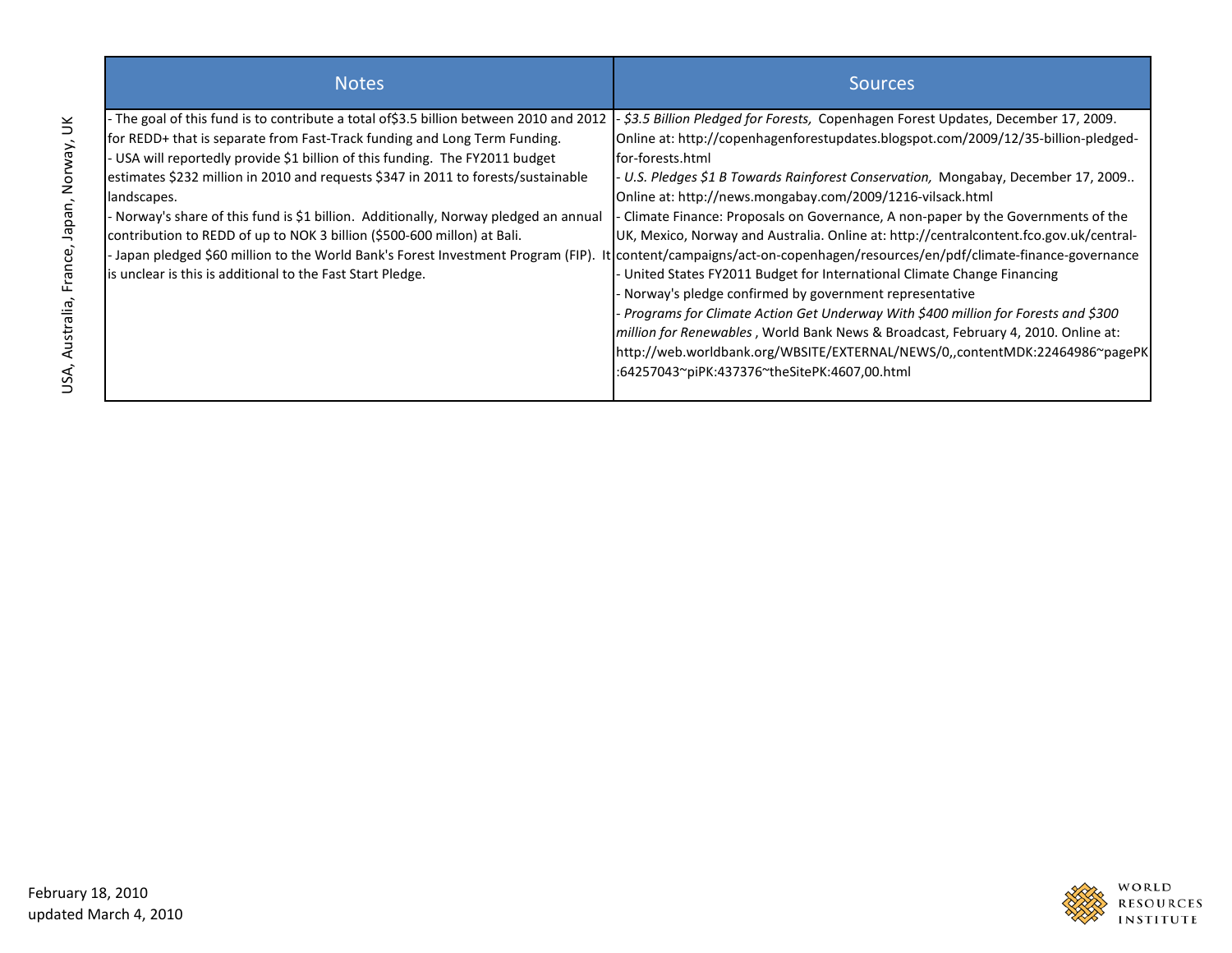USA, Australia, France, Japan, Norway, UK

| Notes | Sources |
| --- | --- |
| - The goal of this fund is to contribute a total of$3.5 billion between 2010 and 2012 for REDD+ that is separate from Fast-Track funding and Long Term Funding.<br>- USA will reportedly provide $1 billion of this funding. The FY2011 budget estimates $232 million in 2010 and requests $347 in 2011 to forests/sustainable landscapes.<br>- Norway's share of this fund is $1 billion. Additionally, Norway pledged an annual contribution to REDD of up to NOK 3 billion ($500-600 millon) at Bali.<br>- Japan pledged $60 million to the World Bank's Forest Investment Program (FIP). It is unclear is this is additional to the Fast Start Pledge. | - *$3.5 Billion Pledged for Forests,* Copenhagen Forest Updates, December 17, 2009. Online at: http://copenhagenforestupdates.blogspot.com/2009/12/35-billion-pledged-for-forests.html<br>- *U.S. Pledges $1 B Towards Rainforest Conservation,* Mongabay, December 17, 2009.. Online at: http://news.mongabay.com/2009/1216-vilsack.html<br>- Climate Finance: Proposals on Governance, A non-paper by the Governments of the UK, Mexico, Norway and Australia. Online at: http://centralcontent.fco.gov.uk/central-content/campaigns/act-on-copenhagen/resources/en/pdf/climate-finance-governance<br>- United States FY2011 Budget for International Climate Change Financing<br>- Norway's pledge confirmed by government representative<br>- *Programs for Climate Action Get Underway With $400 million for Forests and $300 million for Renewables* , World Bank News & Broadcast, February 4, 2010. Online at: http://web.worldbank.org/WBSITE/EXTERNAL/NEWS/0,,contentMDK:22464986~pagePK:64257043~piPK:437376~theSitePK:4607,00.html |

February 18, 2010
updated March 4, 2010

WORLD RESOURCES INSTITUTE